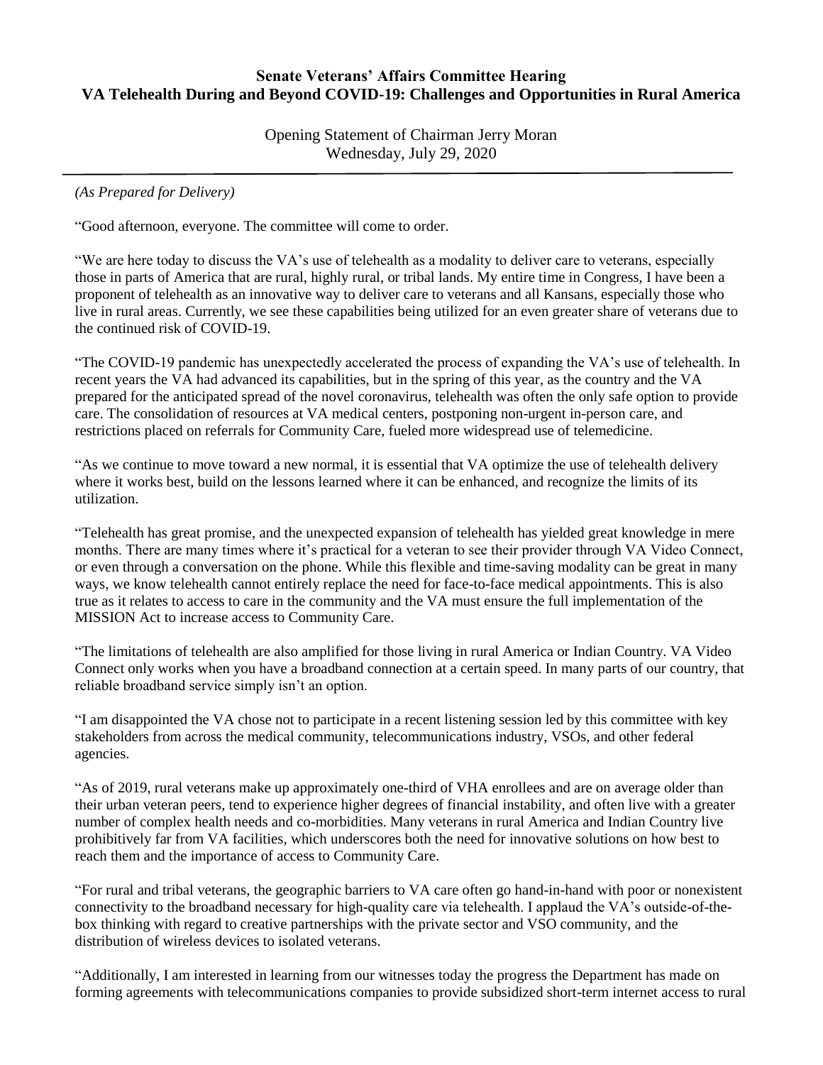# Senate Veterans' Affairs Committee Hearing
# VA Telehealth During and Beyond COVID-19: Challenges and Opportunities in Rural America

Opening Statement of Chairman Jerry Moran
Wednesday, July 29, 2020

---

*(As Prepared for Delivery)*

"Good afternoon, everyone. The committee will come to order.

"We are here today to discuss the VA's use of telehealth as a modality to deliver care to veterans, especially those in parts of America that are rural, highly rural, or tribal lands. My entire time in Congress, I have been a proponent of telehealth as an innovative way to deliver care to veterans and all Kansans, especially those who live in rural areas. Currently, we see these capabilities being utilized for an even greater share of veterans due to the continued risk of COVID-19.

"The COVID-19 pandemic has unexpectedly accelerated the process of expanding the VA's use of telehealth. In recent years the VA had advanced its capabilities, but in the spring of this year, as the country and the VA prepared for the anticipated spread of the novel coronavirus, telehealth was often the only safe option to provide care. The consolidation of resources at VA medical centers, postponing non-urgent in-person care, and restrictions placed on referrals for Community Care, fueled more widespread use of telemedicine.

"As we continue to move toward a new normal, it is essential that VA optimize the use of telehealth delivery where it works best, build on the lessons learned where it can be enhanced, and recognize the limits of its utilization.

"Telehealth has great promise, and the unexpected expansion of telehealth has yielded great knowledge in mere months. There are many times where it's practical for a veteran to see their provider through VA Video Connect, or even through a conversation on the phone. While this flexible and time-saving modality can be great in many ways, we know telehealth cannot entirely replace the need for face-to-face medical appointments. This is also true as it relates to access to care in the community and the VA must ensure the full implementation of the MISSION Act to increase access to Community Care.

"The limitations of telehealth are also amplified for those living in rural America or Indian Country. VA Video Connect only works when you have a broadband connection at a certain speed. In many parts of our country, that reliable broadband service simply isn't an option.

"I am disappointed the VA chose not to participate in a recent listening session led by this committee with key stakeholders from across the medical community, telecommunications industry, VSOs, and other federal agencies.

"As of 2019, rural veterans make up approximately one-third of VHA enrollees and are on average older than their urban veteran peers, tend to experience higher degrees of financial instability, and often live with a greater number of complex health needs and co-morbidities. Many veterans in rural America and Indian Country live prohibitively far from VA facilities, which underscores both the need for innovative solutions on how best to reach them and the importance of access to Community Care.

"For rural and tribal veterans, the geographic barriers to VA care often go hand-in-hand with poor or nonexistent connectivity to the broadband necessary for high-quality care via telehealth. I applaud the VA's outside-of-the-box thinking with regard to creative partnerships with the private sector and VSO community, and the distribution of wireless devices to isolated veterans.

"Additionally, I am interested in learning from our witnesses today the progress the Department has made on forming agreements with telecommunications companies to provide subsidized short-term internet access to rural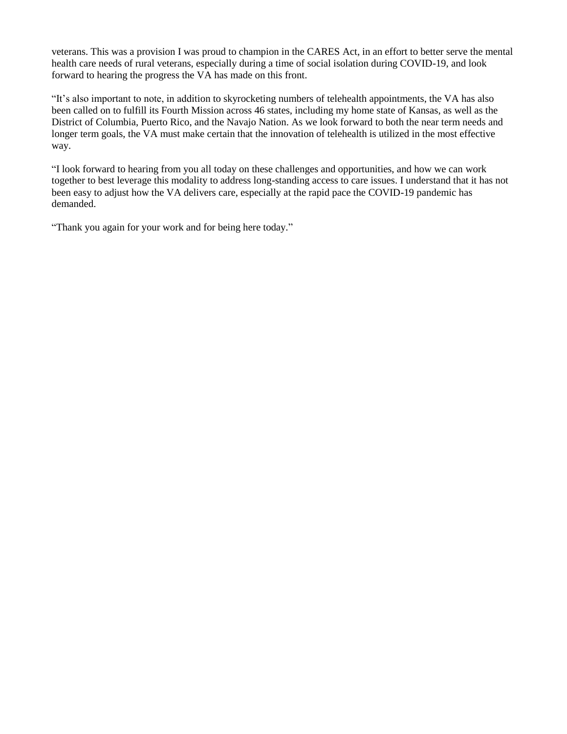veterans. This was a provision I was proud to champion in the CARES Act, in an effort to better serve the mental health care needs of rural veterans, especially during a time of social isolation during COVID-19, and look forward to hearing the progress the VA has made on this front.

"It's also important to note, in addition to skyrocketing numbers of telehealth appointments, the VA has also been called on to fulfill its Fourth Mission across 46 states, including my home state of Kansas, as well as the District of Columbia, Puerto Rico, and the Navajo Nation. As we look forward to both the near term needs and longer term goals, the VA must make certain that the innovation of telehealth is utilized in the most effective way.

"I look forward to hearing from you all today on these challenges and opportunities, and how we can work together to best leverage this modality to address long-standing access to care issues. I understand that it has not been easy to adjust how the VA delivers care, especially at the rapid pace the COVID-19 pandemic has demanded.

"Thank you again for your work and for being here today."